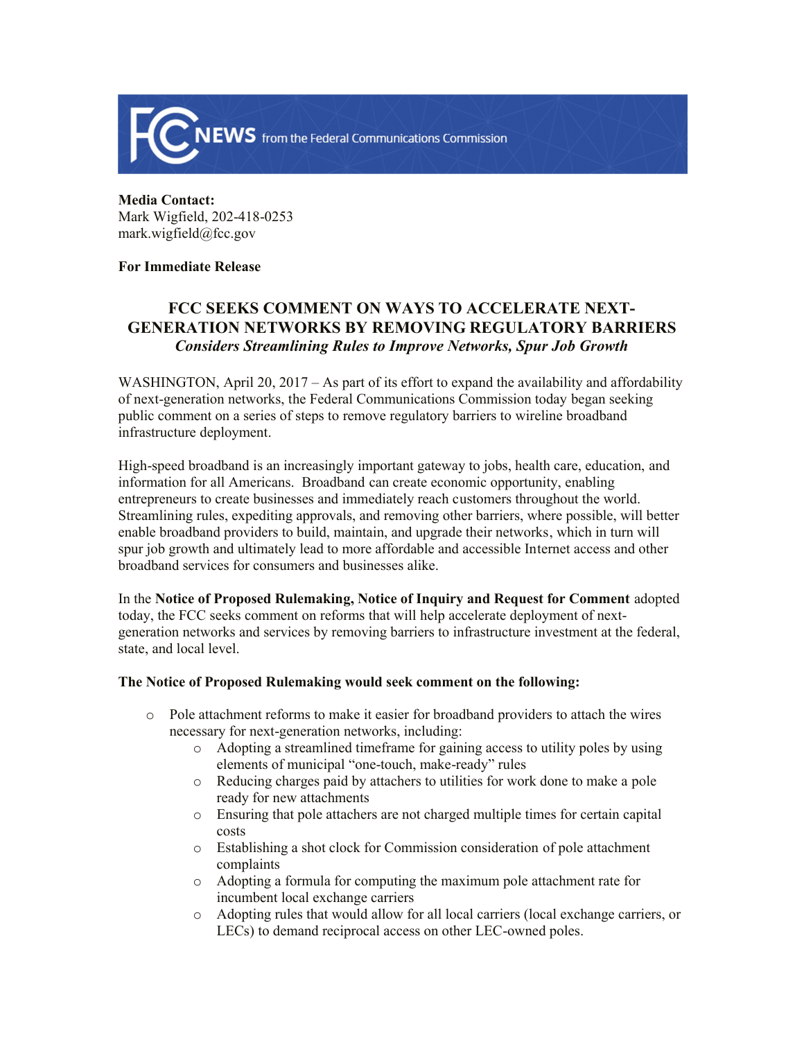**FCC NEWS** from the Federal Communications Commission

**Media Contact:**
Mark Wigfield, 202-418-0253
mark.wigfield@fcc.gov

**For Immediate Release**

# FCC SEEKS COMMENT ON WAYS TO ACCELERATE NEXT-GENERATION NETWORKS BY REMOVING REGULATORY BARRIERS

***Considers Streamlining Rules to Improve Networks, Spur Job Growth***

WASHINGTON, April 20, 2017 – As part of its effort to expand the availability and affordability of next-generation networks, the Federal Communications Commission today began seeking public comment on a series of steps to remove regulatory barriers to wireline broadband infrastructure deployment.

High-speed broadband is an increasingly important gateway to jobs, health care, education, and information for all Americans. Broadband can create economic opportunity, enabling entrepreneurs to create businesses and immediately reach customers throughout the world. Streamlining rules, expediting approvals, and removing other barriers, where possible, will better enable broadband providers to build, maintain, and upgrade their networks, which in turn will spur job growth and ultimately lead to more affordable and accessible Internet access and other broadband services for consumers and businesses alike.

In the **Notice of Proposed Rulemaking, Notice of Inquiry and Request for Comment** adopted today, the FCC seeks comment on reforms that will help accelerate deployment of next-generation networks and services by removing barriers to infrastructure investment at the federal, state, and local level.

**The Notice of Proposed Rulemaking would seek comment on the following:**

- Pole attachment reforms to make it easier for broadband providers to attach the wires necessary for next-generation networks, including:
  - Adopting a streamlined timeframe for gaining access to utility poles by using elements of municipal "one-touch, make-ready" rules
  - Reducing charges paid by attachers to utilities for work done to make a pole ready for new attachments
  - Ensuring that pole attachers are not charged multiple times for certain capital costs
  - Establishing a shot clock for Commission consideration of pole attachment complaints
  - Adopting a formula for computing the maximum pole attachment rate for incumbent local exchange carriers
  - Adopting rules that would allow for all local carriers (local exchange carriers, or LECs) to demand reciprocal access on other LEC-owned poles.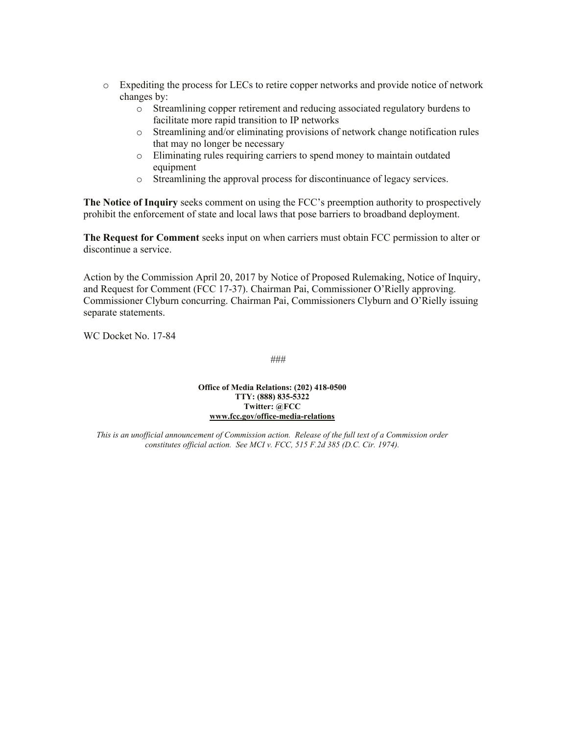- Expediting the process for LECs to retire copper networks and provide notice of network changes by:
  - Streamlining copper retirement and reducing associated regulatory burdens to facilitate more rapid transition to IP networks
  - Streamlining and/or eliminating provisions of network change notification rules that may no longer be necessary
  - Eliminating rules requiring carriers to spend money to maintain outdated equipment
  - Streamlining the approval process for discontinuance of legacy services.

**The Notice of Inquiry** seeks comment on using the FCC's preemption authority to prospectively prohibit the enforcement of state and local laws that pose barriers to broadband deployment.

**The Request for Comment** seeks input on when carriers must obtain FCC permission to alter or discontinue a service.

Action by the Commission April 20, 2017 by Notice of Proposed Rulemaking, Notice of Inquiry, and Request for Comment (FCC 17-37). Chairman Pai, Commissioner O'Rielly approving. Commissioner Clyburn concurring. Chairman Pai, Commissioners Clyburn and O'Rielly issuing separate statements.

WC Docket No. 17-84

###

**Office of Media Relations: (202) 418-0500**
**TTY: (888) 835-5322**
**Twitter: @FCC**
**www.fcc.gov/office-media-relations**

*This is an unofficial announcement of Commission action. Release of the full text of a Commission order constitutes official action. See MCI v. FCC, 515 F.2d 385 (D.C. Cir. 1974).*